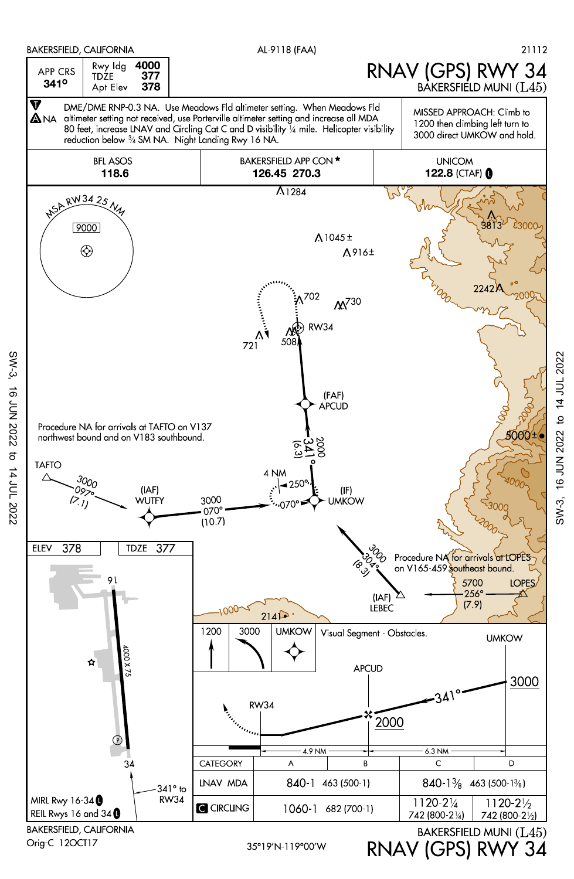BAKERSFIELD, CALIFORNIA — AL-9118 (FAA) — 21112

# RNAV (GPS) RWY 34

BAKERSFIELD MUNI (L45)

| APP CRS | Rwy ldg | 4000 |
|---|---|---|
| 341° | TDZE | 377 |
| | Apt Elev | 378 |

T

A NA DME/DME RNP-0.3 NA. Use Meadows Fld altimeter setting. When Meadows Fld altimeter setting not received, use Porterville altimeter setting and increase all MDA 80 feet, increase LNAV and Circling Cat C and D visibility ¼ mile. Helicopter visibility reduction below ¾ SM NA. Night Landing Rwy 16 NA.

MISSED APPROACH: Climb to 1200 then climbing left turn to 3000 direct UMKOW and hold.

| BFL ASOS | BAKERSFIELD APP CON * | UNICOM |
|---|---|---|
| 118.6 | 126.45 270.3 | 122.8 (CTAF) L |

MSA RW34 25 NM — 9000

Procedure NA for arrivals at TAFTO on V137 northwest bound and on V183 southbound.

Procedure NA for arrivals at LOPES on V165-459 southeast bound.

TAFTO — 3000 097° (7.1) — (IAF) WUTFY — 3000 070° (10.7) — (IF) UMKOW — 4 NM — 250° — 070° — 2000 341° (6.3) — (FAF) APCUD — RW34

(IAF) LEBEC — 3000 304° (8.3) — LOPES 5700 256° (7.9)

Obstacles/terrain: 1284, 1045±, 916±, 702, 730, 721, 508, 3813, 2242, 5000±, 2141

ELEV 378 — TDZE 377

Rwy 16-34: 4000 X 75; 341° to RW34

MIRL Rwy 16-34 L

REIL Rwys 16 and 34 L

1200 — 3000 — UMKOW

Visual Segment - Obstacles.

Profile: UMKOW 3000 — 341° — APCUD 2000 — RW34; 6.3 NM — 4.9 NM

| CATEGORY | A | B | C | D |
|---|---|---|---|---|
| LNAV MDA | 840-1 463 (500-1) | | 840-1⅜ 463 (500-1⅜) | |
| C CIRCLING | 1060-1 682 (700-1) | | 1120-2¼ 742 (800-2¼) | 1120-2½ 742 (800-2½) |

BAKERSFIELD, CALIFORNIA

Orig-C 12OCT17

35°19'N-119°00'W

BAKERSFIELD MUNI (L45)

RNAV (GPS) RWY 34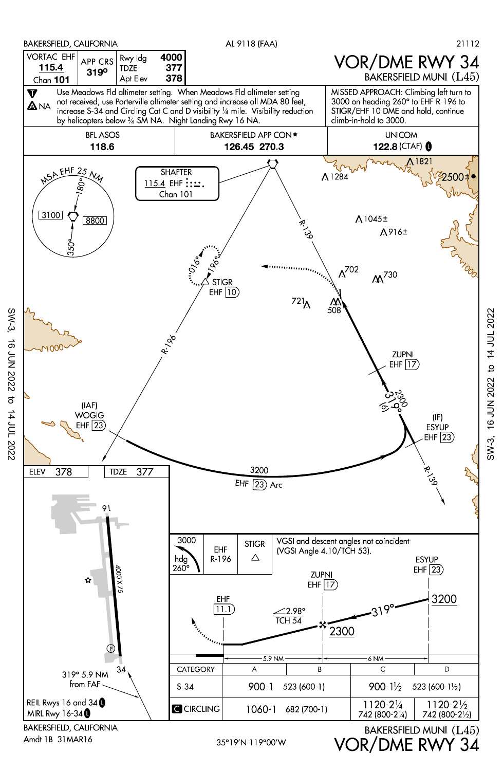BAKERSFIELD, CALIFORNIA

AL-9118 (FAA)

21112

| VORTAC EHF 115.4 Chan 101 | APP CRS 319° | Rwy ldg 4000 TDZE 377 Apt Elev 378 |
|---|---|---|

# VOR/DME RWY 34

BAKERSFIELD MUNI (L45)

T A NA Use Meadows Fld altimeter setting. When Meadows Fld altimeter setting not received, use Porterville altimeter setting and increase all MDA 80 feet, increase S-34 and Circling Cat C and D visibility ¼ mile. Visibility reduction by helicopters below ¾ SM NA. Night Landing Rwy 16 NA.

MISSED APPROACH: Climbing left turn to 3000 on heading 260° to EHF R-196 to STIGR/EHF 10 DME and hold, continue climb-in-hold to 3000.

| BFL ASOS | BAKERSFIELD APP CON★ | UNICOM |
|---|---|---|
| 118.6 | 126.45 270.3 | 122.8 (CTAF) L |

MSA EHF 25 NM
180°
3100
8800
350°

SHAFTER
115.4 EHF
Chan 101

1821
1284
2500±
1045±
916±
702
730
721
508
1000
1000

R-139
016°
196°
STIGR
EHF 10
R-196

ZUPNI
EHF 17
2300
319°
(6)

(IAF)
WOGIG
EHF 23

(IF)
ESYUP
EHF 23

3200
EHF 23 Arc
R-139

ELEV 378
TDZE 377

9
4000 X 75
34
319° 5.9 NM from FAF
REIL Rwys 16 and 34 L
MIRL Rwy 16-34 L

3000 hdg 260°
EHF R-196
STIGR

VGSI and descent angles not coincident (VGSI Angle 4.10/TCH 53).

ESYUP EHF 23
ZUPNI EHF 17
EHF 11.1
2.98° TCH 54
319°
3200
2300
5.9 NM
6 NM

| CATEGORY | A | B | C | D |
|---|---|---|---|---|
| S-34 | 900-1 523 (600-1) | | 900-1½ 523 (600-1½) | |
| CIRCLING | 1060-1 682 (700-1) | | 1120-2¼ 742 (800-2¼) | 1120-2½ 742 (800-2½) |

SW-3, 16 JUN 2022 to 14 JUL 2022

BAKERSFIELD, CALIFORNIA
Amdt 1B 31MAR16

35°19'N-119°00'W

BAKERSFIELD MUNI (L45)
VOR/DME RWY 34